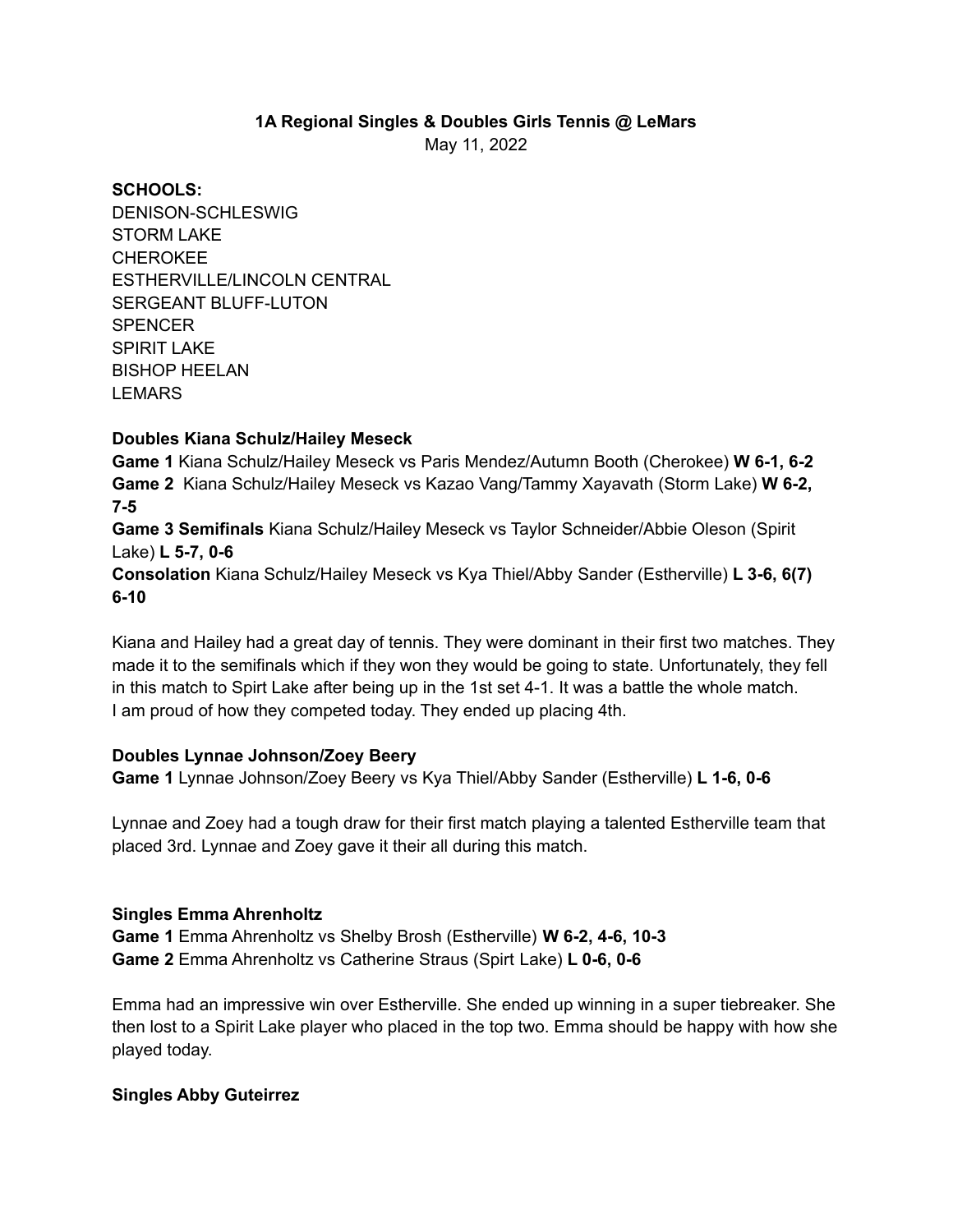**1A Regional Singles & Doubles Girls Tennis @ LeMars**

May 11, 2022

**SCHOOLS:**

DENISON-SCHLESWIG
STORM LAKE
CHEROKEE
ESTHERVILLE/LINCOLN CENTRAL
SERGEANT BLUFF-LUTON
SPENCER
SPIRIT LAKE
BISHOP HEELAN
LEMARS

**Doubles Kiana Schulz/Hailey Meseck**

**Game 1** Kiana Schulz/Hailey Meseck vs Paris Mendez/Autumn Booth (Cherokee) **W 6-1, 6-2**
**Game 2** Kiana Schulz/Hailey Meseck vs Kazao Vang/Tammy Xayavath (Storm Lake) **W 6-2, 7-5**
**Game 3 Semifinals** Kiana Schulz/Hailey Meseck vs Taylor Schneider/Abbie Oleson (Spirit Lake) **L 5-7, 0-6**
**Consolation** Kiana Schulz/Hailey Meseck vs Kya Thiel/Abby Sander (Estherville) **L 3-6, 6(7) 6-10**

Kiana and Hailey had a great day of tennis. They were dominant in their first two matches. They made it to the semifinals which if they won they would be going to state. Unfortunately, they fell in this match to Spirt Lake after being up in the 1st set 4-1. It was a battle the whole match. I am proud of how they competed today. They ended up placing 4th.

**Doubles Lynnae Johnson/Zoey Beery**

**Game 1** Lynnae Johnson/Zoey Beery vs Kya Thiel/Abby Sander (Estherville) **L 1-6, 0-6**

Lynnae and Zoey had a tough draw for their first match playing a talented Estherville team that placed 3rd. Lynnae and Zoey gave it their all during this match.

**Singles Emma Ahrenholtz**

**Game 1** Emma Ahrenholtz vs Shelby Brosh (Estherville) **W 6-2, 4-6, 10-3**
**Game 2** Emma Ahrenholtz vs Catherine Straus (Spirt Lake) **L 0-6, 0-6**

Emma had an impressive win over Estherville. She ended up winning in a super tiebreaker. She then lost to a Spirit Lake player who placed in the top two. Emma should be happy with how she played today.

**Singles Abby Guteirrez**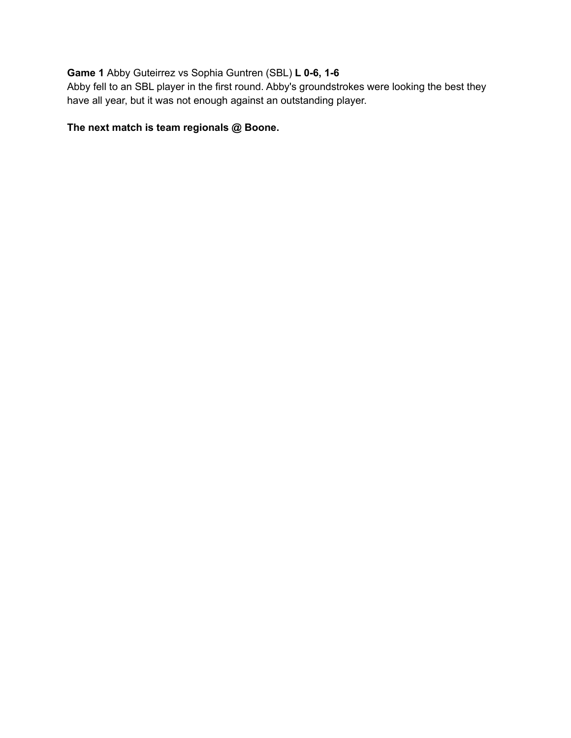**Game 1** Abby Guteirrez vs Sophia Guntren (SBL) **L 0-6, 1-6**
Abby fell to an SBL player in the first round. Abby's groundstrokes were looking the best they have all year, but it was not enough against an outstanding player.

**The next match is team regionals @ Boone.**